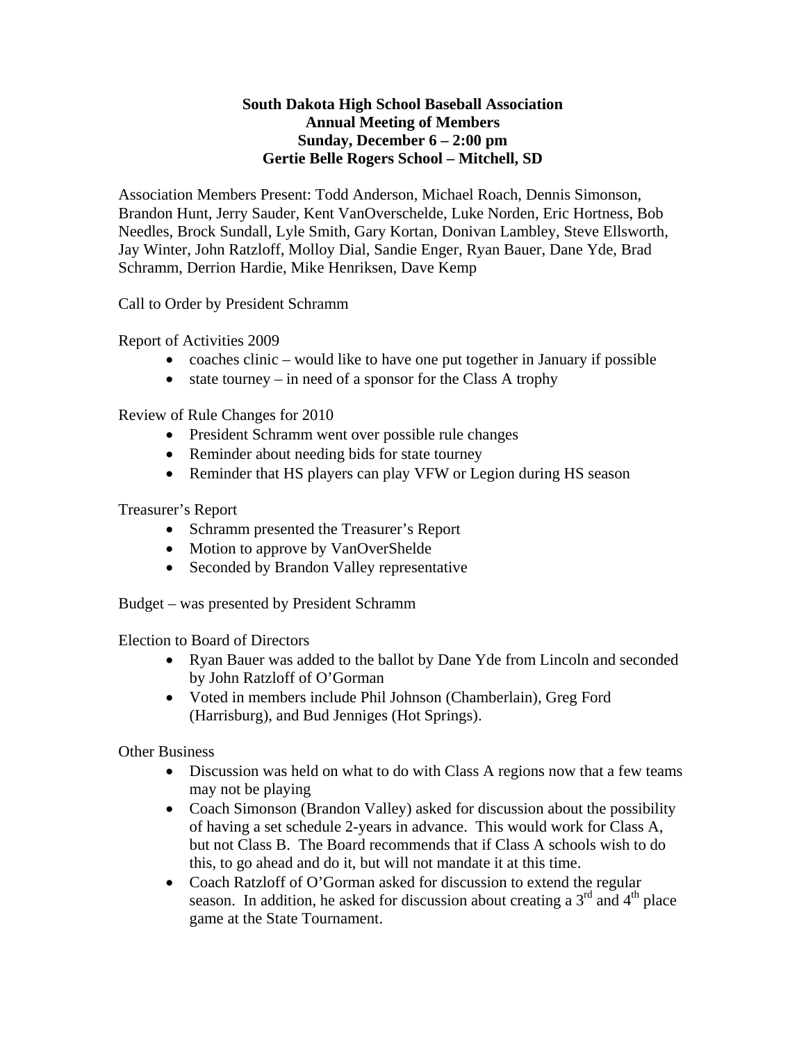**South Dakota High School Baseball Association**
**Annual Meeting of Members**
**Sunday, December 6 – 2:00 pm**
**Gertie Belle Rogers School – Mitchell, SD**

Association Members Present: Todd Anderson, Michael Roach, Dennis Simonson, Brandon Hunt, Jerry Sauder, Kent VanOverschelde, Luke Norden, Eric Hortness, Bob Needles, Brock Sundall, Lyle Smith, Gary Kortan, Donivan Lambley, Steve Ellsworth, Jay Winter, John Ratzloff, Molloy Dial, Sandie Enger, Ryan Bauer, Dane Yde, Brad Schramm, Derrion Hardie, Mike Henriksen, Dave Kemp

Call to Order by President Schramm

Report of Activities 2009

- coaches clinic – would like to have one put together in January if possible
- state tourney – in need of a sponsor for the Class A trophy

Review of Rule Changes for 2010

- President Schramm went over possible rule changes
- Reminder about needing bids for state tourney
- Reminder that HS players can play VFW or Legion during HS season

Treasurer's Report

- Schramm presented the Treasurer's Report
- Motion to approve by VanOverShelde
- Seconded by Brandon Valley representative

Budget – was presented by President Schramm

Election to Board of Directors

- Ryan Bauer was added to the ballot by Dane Yde from Lincoln and seconded by John Ratzloff of O'Gorman
- Voted in members include Phil Johnson (Chamberlain), Greg Ford (Harrisburg), and Bud Jenniges (Hot Springs).

Other Business

- Discussion was held on what to do with Class A regions now that a few teams may not be playing
- Coach Simonson (Brandon Valley) asked for discussion about the possibility of having a set schedule 2-years in advance. This would work for Class A, but not Class B. The Board recommends that if Class A schools wish to do this, to go ahead and do it, but will not mandate it at this time.
- Coach Ratzloff of O'Gorman asked for discussion to extend the regular season. In addition, he asked for discussion about creating a 3rd and 4th place game at the State Tournament.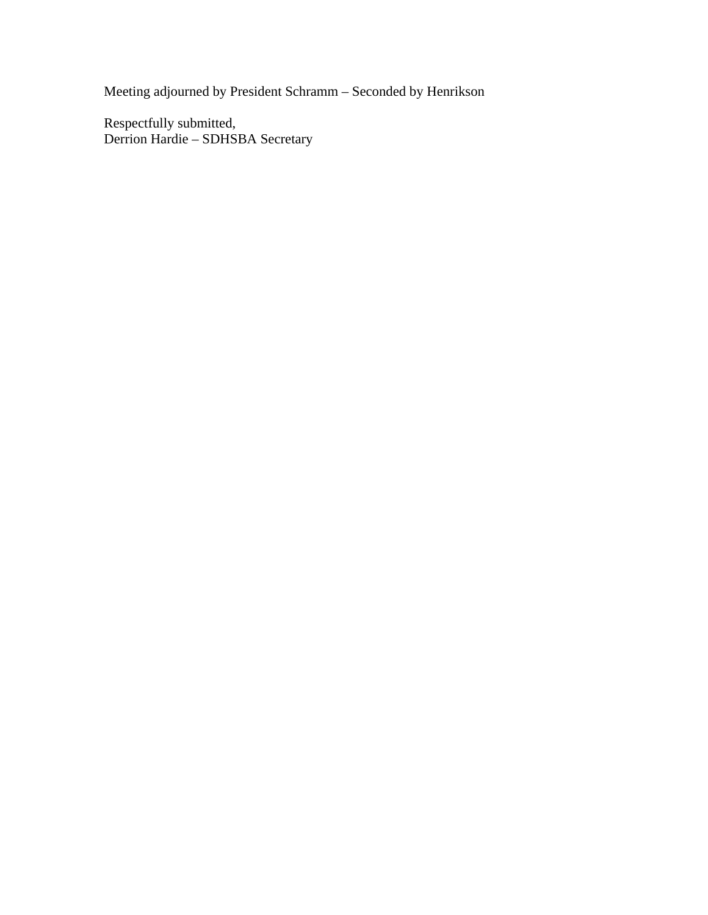Meeting adjourned by President Schramm – Seconded by Henrikson

Respectfully submitted,
Derrion Hardie – SDHSBA Secretary